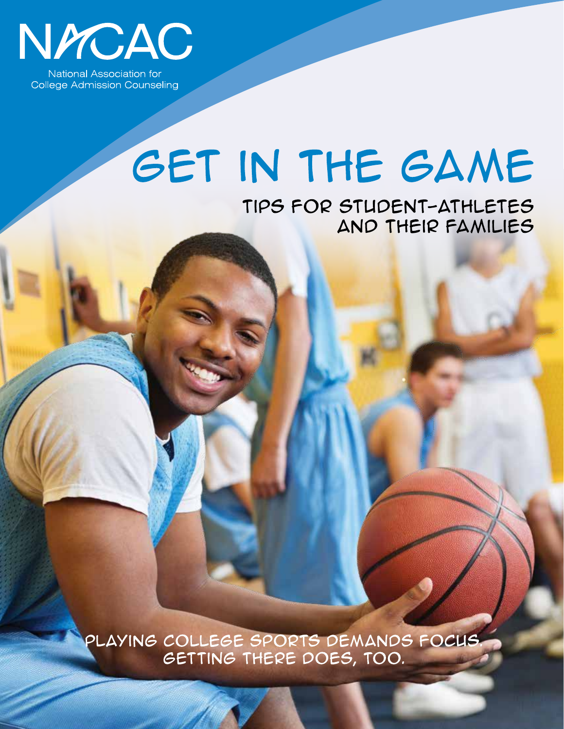NACAC

National Association for College Admission Counseling

# GET IN THE GAME

## TIPS FOR STUDENT-ATHLETES AND THEIR FAMILIES

PLAYING COLLEGE SPORTS DEMANDS FOCUS. GETTING THERE DOES, TOO.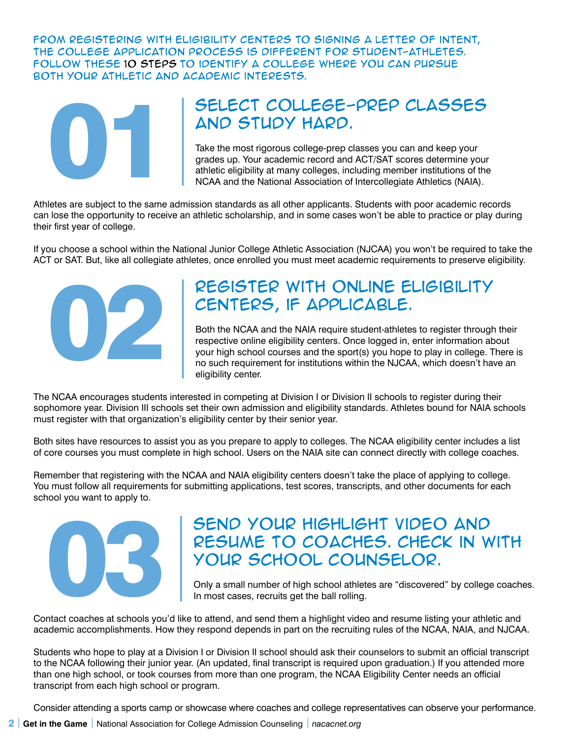FROM REGISTERING WITH ELIGIBILITY CENTERS TO SIGNING A LETTER OF INTENT, THE COLLEGE APPLICATION PROCESS IS DIFFERENT FOR STUDENT-ATHLETES. FOLLOW THESE **10 STEPS** TO IDENTIFY A COLLEGE WHERE YOU CAN PURSUE BOTH YOUR ATHLETIC AND ACADEMIC INTERESTS.

## 01 SELECT COLLEGE-PREP CLASSES AND STUDY HARD.

Take the most rigorous college-prep classes you can and keep your grades up. Your academic record and ACT/SAT scores determine your athletic eligibility at many colleges, including member institutions of the NCAA and the National Association of Intercollegiate Athletics (NAIA).

Athletes are subject to the same admission standards as all other applicants. Students with poor academic records can lose the opportunity to receive an athletic scholarship, and in some cases won't be able to practice or play during their first year of college.

If you choose a school within the National Junior College Athletic Association (NJCAA) you won't be required to take the ACT or SAT. But, like all collegiate athletes, once enrolled you must meet academic requirements to preserve eligibility.

## 02 REGISTER WITH ONLINE ELIGIBILITY CENTERS, IF APPLICABLE.

Both the NCAA and the NAIA require student-athletes to register through their respective online eligibility centers. Once logged in, enter information about your high school courses and the sport(s) you hope to play in college. There is no such requirement for institutions within the NJCAA, which doesn't have an eligibility center.

The NCAA encourages students interested in competing at Division I or Division II schools to register during their sophomore year. Division III schools set their own admission and eligibility standards. Athletes bound for NAIA schools must register with that organization's eligibility center by their senior year.

Both sites have resources to assist you as you prepare to apply to colleges. The NCAA eligibility center includes a list of core courses you must complete in high school. Users on the NAIA site can connect directly with college coaches.

Remember that registering with the NCAA and NAIA eligibility centers doesn't take the place of applying to college. You must follow all requirements for submitting applications, test scores, transcripts, and other documents for each school you want to apply to.

## 03 SEND YOUR HIGHLIGHT VIDEO AND RESUME TO COACHES. CHECK IN WITH YOUR SCHOOL COUNSELOR.

Only a small number of high school athletes are "discovered" by college coaches. In most cases, recruits get the ball rolling.

Contact coaches at schools you'd like to attend, and send them a highlight video and resume listing your athletic and academic accomplishments. How they respond depends in part on the recruiting rules of the NCAA, NAIA, and NJCAA.

Students who hope to play at a Division I or Division II school should ask their counselors to submit an official transcript to the NCAA following their junior year. (An updated, final transcript is required upon graduation.) If you attended more than one high school, or took courses from more than one program, the NCAA Eligibility Center needs an official transcript from each high school or program.

Consider attending a sports camp or showcase where coaches and college representatives can observe your performance.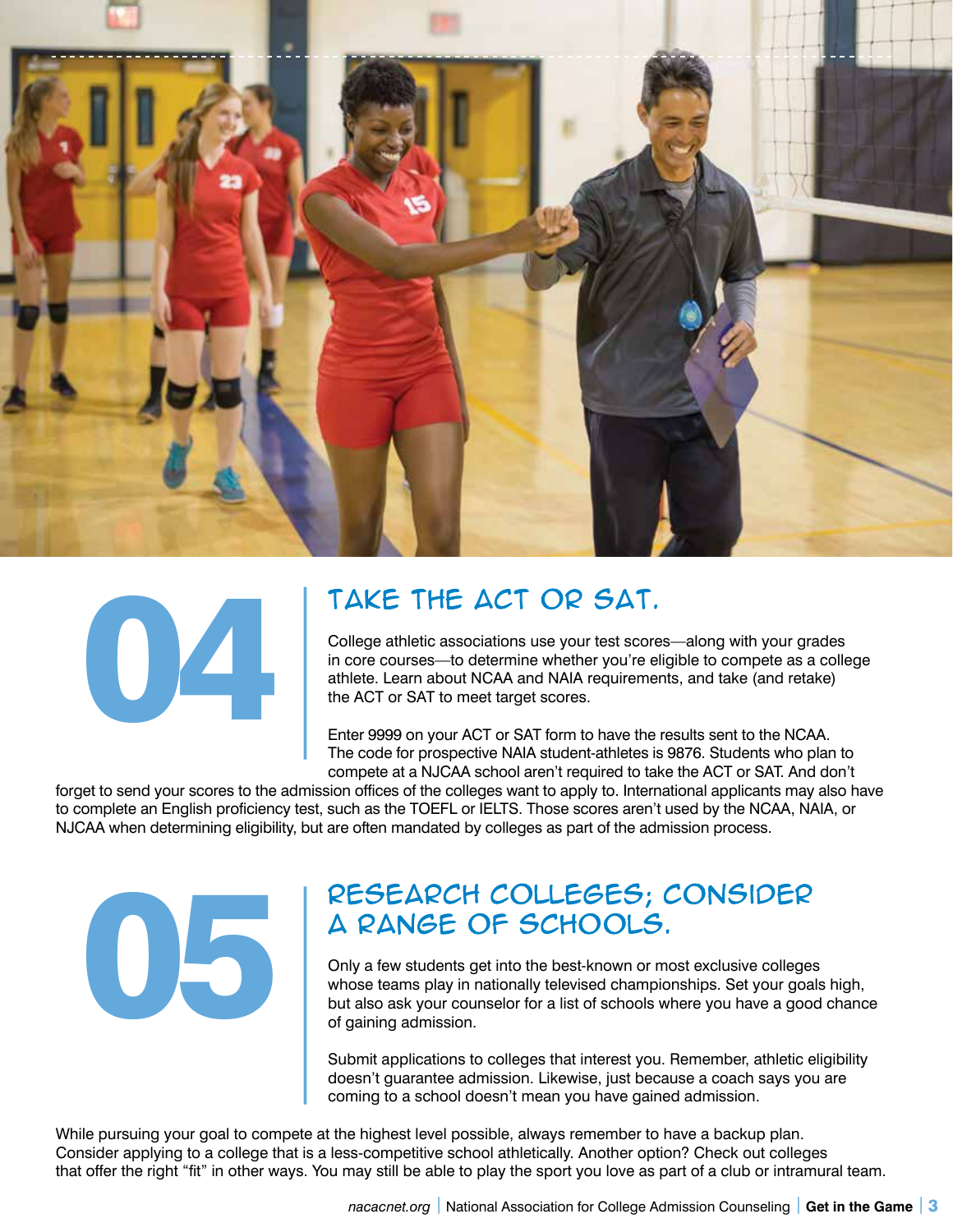## 04

## TAKE THE ACT OR SAT.

College athletic associations use your test scores—along with your grades in core courses—to determine whether you're eligible to compete as a college athlete. Learn about NCAA and NAIA requirements, and take (and retake) the ACT or SAT to meet target scores.

Enter 9999 on your ACT or SAT form to have the results sent to the NCAA. The code for prospective NAIA student-athletes is 9876. Students who plan to compete at a NJCAA school aren't required to take the ACT or SAT. And don't forget to send your scores to the admission offices of the colleges want to apply to. International applicants may also have to complete an English proficiency test, such as the TOEFL or IELTS. Those scores aren't used by the NCAA, NAIA, or NJCAA when determining eligibility, but are often mandated by colleges as part of the admission process.

## 05

## RESEARCH COLLEGES; CONSIDER A RANGE OF SCHOOLS.

Only a few students get into the best-known or most exclusive colleges whose teams play in nationally televised championships. Set your goals high, but also ask your counselor for a list of schools where you have a good chance of gaining admission.

Submit applications to colleges that interest you. Remember, athletic eligibility doesn't guarantee admission. Likewise, just because a coach says you are coming to a school doesn't mean you have gained admission.

While pursuing your goal to compete at the highest level possible, always remember to have a backup plan. Consider applying to a college that is a less-competitive school athletically. Another option? Check out colleges that offer the right "fit" in other ways. You may still be able to play the sport you love as part of a club or intramural team.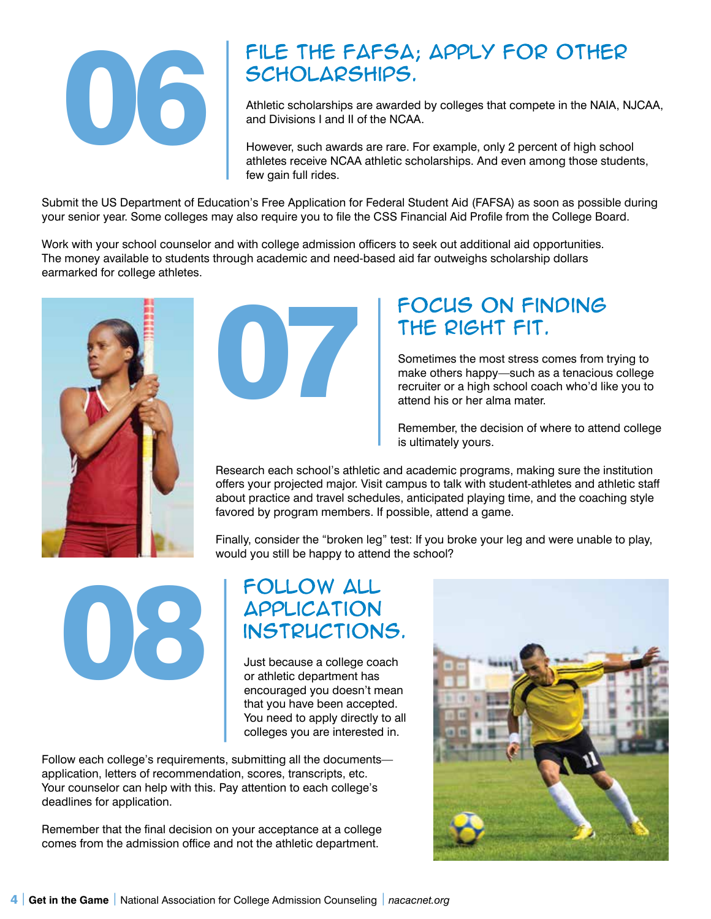## 06 File the FAFSA; Apply for Other Scholarships.

Athletic scholarships are awarded by colleges that compete in the NAIA, NJCAA, and Divisions I and II of the NCAA.

However, such awards are rare. For example, only 2 percent of high school athletes receive NCAA athletic scholarships. And even among those students, few gain full rides.

Submit the US Department of Education's Free Application for Federal Student Aid (FAFSA) as soon as possible during your senior year. Some colleges may also require you to file the CSS Financial Aid Profile from the College Board.

Work with your school counselor and with college admission officers to seek out additional aid opportunities. The money available to students through academic and need-based aid far outweighs scholarship dollars earmarked for college athletes.

## 07 Focus on Finding the Right Fit.

Sometimes the most stress comes from trying to make others happy—such as a tenacious college recruiter or a high school coach who'd like you to attend his or her alma mater.

Remember, the decision of where to attend college is ultimately yours.

Research each school's athletic and academic programs, making sure the institution offers your projected major. Visit campus to talk with student-athletes and athletic staff about practice and travel schedules, anticipated playing time, and the coaching style favored by program members. If possible, attend a game.

Finally, consider the "broken leg" test: If you broke your leg and were unable to play, would you still be happy to attend the school?

## 08 Follow All Application Instructions.

Just because a college coach or athletic department has encouraged you doesn't mean that you have been accepted. You need to apply directly to all colleges you are interested in.

Follow each college's requirements, submitting all the documents—application, letters of recommendation, scores, transcripts, etc. Your counselor can help with this. Pay attention to each college's deadlines for application.

Remember that the final decision on your acceptance at a college comes from the admission office and not the athletic department.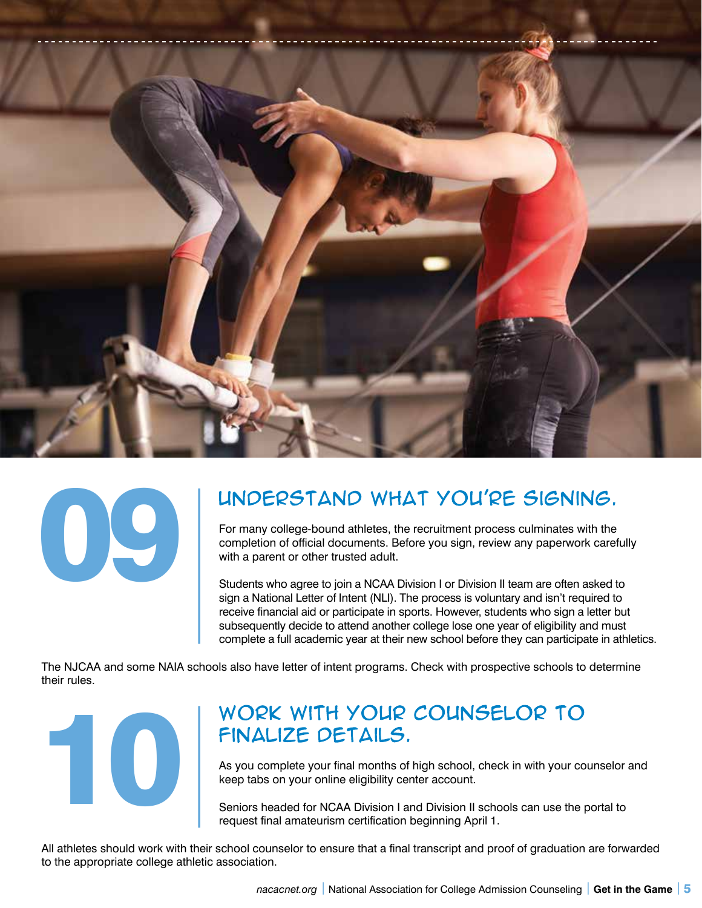## 09 UNDERSTAND WHAT YOU'RE SIGNING.

For many college-bound athletes, the recruitment process culminates with the completion of official documents. Before you sign, review any paperwork carefully with a parent or other trusted adult.

Students who agree to join a NCAA Division I or Division II team are often asked to sign a National Letter of Intent (NLI). The process is voluntary and isn't required to receive financial aid or participate in sports. However, students who sign a letter but subsequently decide to attend another college lose one year of eligibility and must complete a full academic year at their new school before they can participate in athletics.

The NJCAA and some NAIA schools also have letter of intent programs. Check with prospective schools to determine their rules.

## 10 WORK WITH YOUR COUNSELOR TO FINALIZE DETAILS.

As you complete your final months of high school, check in with your counselor and keep tabs on your online eligibility center account.

Seniors headed for NCAA Division I and Division II schools can use the portal to request final amateurism certification beginning April 1.

All athletes should work with their school counselor to ensure that a final transcript and proof of graduation are forwarded to the appropriate college athletic association.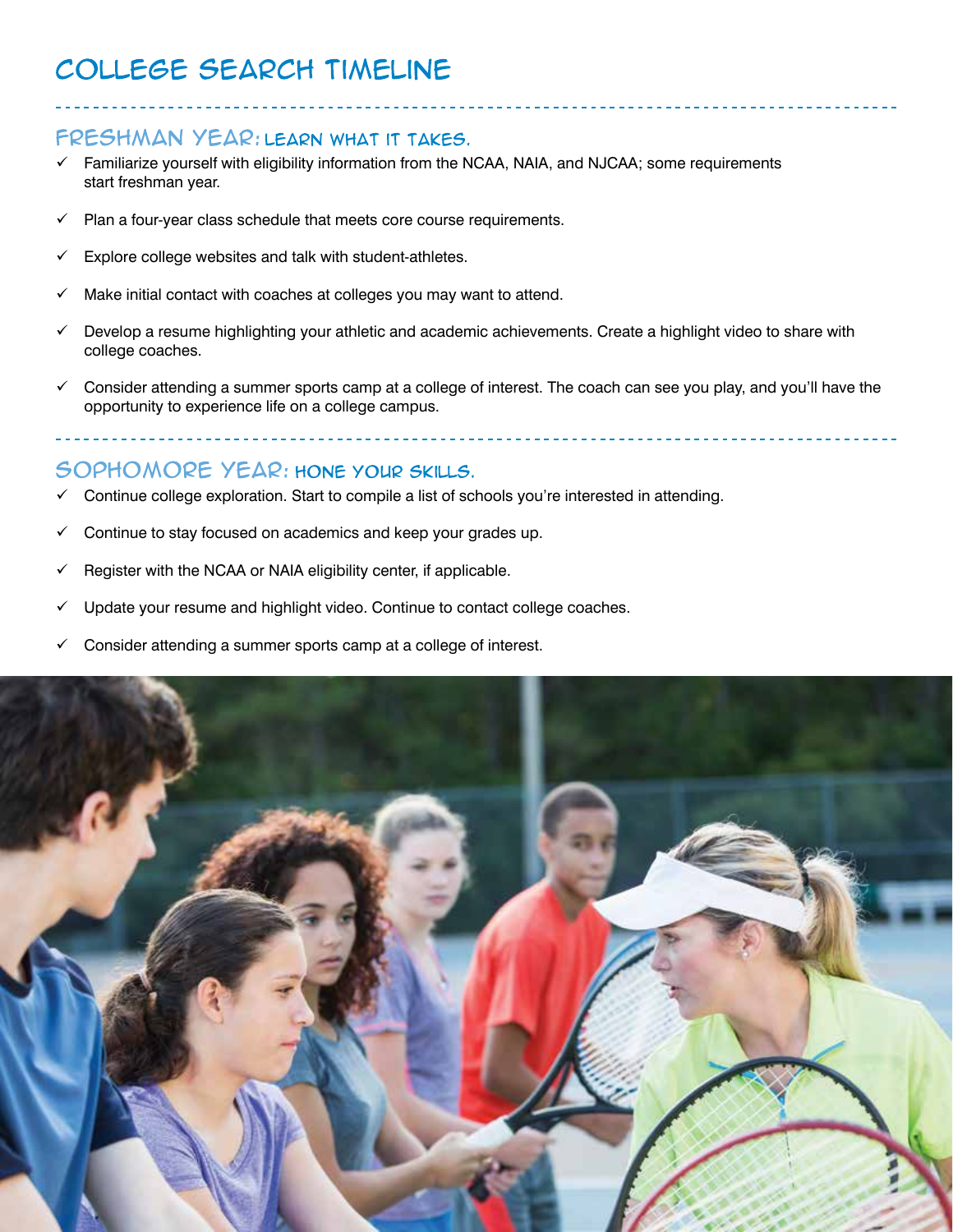# College Search Timeline

## Freshman Year: Learn what it takes.

- ✓ Familiarize yourself with eligibility information from the NCAA, NAIA, and NJCAA; some requirements start freshman year.
- ✓ Plan a four-year class schedule that meets core course requirements.
- ✓ Explore college websites and talk with student-athletes.
- ✓ Make initial contact with coaches at colleges you may want to attend.
- ✓ Develop a resume highlighting your athletic and academic achievements. Create a highlight video to share with college coaches.
- ✓ Consider attending a summer sports camp at a college of interest. The coach can see you play, and you'll have the opportunity to experience life on a college campus.

## Sophomore Year: Hone your skills.

- ✓ Continue college exploration. Start to compile a list of schools you're interested in attending.
- ✓ Continue to stay focused on academics and keep your grades up.
- ✓ Register with the NCAA or NAIA eligibility center, if applicable.
- ✓ Update your resume and highlight video. Continue to contact college coaches.
- ✓ Consider attending a summer sports camp at a college of interest.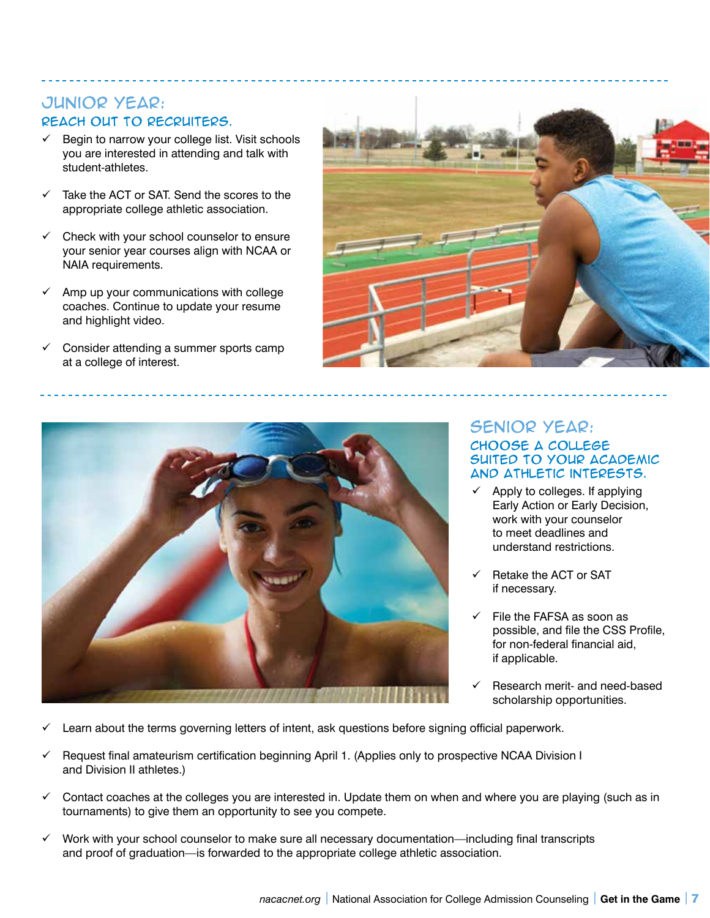## JUNIOR YEAR:

### REACH OUT TO RECRUITERS.

- ✓ Begin to narrow your college list. Visit schools you are interested in attending and talk with student-athletes.
- ✓ Take the ACT or SAT. Send the scores to the appropriate college athletic association.
- ✓ Check with your school counselor to ensure your senior year courses align with NCAA or NAIA requirements.
- ✓ Amp up your communications with college coaches. Continue to update your resume and highlight video.
- ✓ Consider attending a summer sports camp at a college of interest.

## SENIOR YEAR:

### CHOOSE A COLLEGE SUITED TO YOUR ACADEMIC AND ATHLETIC INTERESTS.

- ✓ Apply to colleges. If applying Early Action or Early Decision, work with your counselor to meet deadlines and understand restrictions.
- ✓ Retake the ACT or SAT if necessary.
- ✓ File the FAFSA as soon as possible, and file the CSS Profile, for non-federal financial aid, if applicable.
- ✓ Research merit- and need-based scholarship opportunities.
- ✓ Learn about the terms governing letters of intent, ask questions before signing official paperwork.
- ✓ Request final amateurism certification beginning April 1. (Applies only to prospective NCAA Division I and Division II athletes.)
- ✓ Contact coaches at the colleges you are interested in. Update them on when and where you are playing (such as in tournaments) to give them an opportunity to see you compete.
- ✓ Work with your school counselor to make sure all necessary documentation—including final transcripts and proof of graduation—is forwarded to the appropriate college athletic association.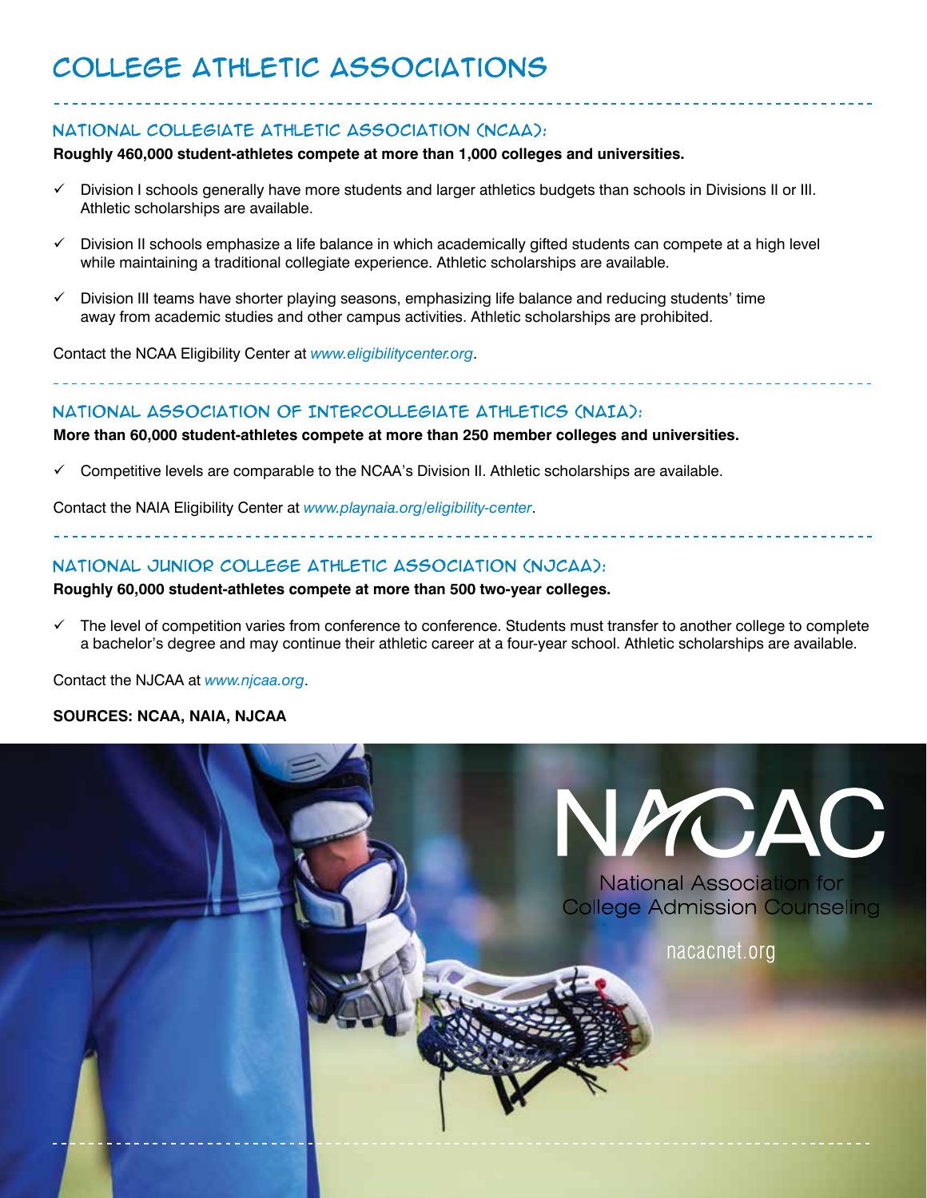# College Athletic Associations

## National Collegiate Athletic Association (NCAA):

**Roughly 460,000 student-athletes compete at more than 1,000 colleges and universities.**

- ✓ Division I schools generally have more students and larger athletics budgets than schools in Divisions II or III. Athletic scholarships are available.
- ✓ Division II schools emphasize a life balance in which academically gifted students can compete at a high level while maintaining a traditional collegiate experience. Athletic scholarships are available.
- ✓ Division III teams have shorter playing seasons, emphasizing life balance and reducing students' time away from academic studies and other campus activities. Athletic scholarships are prohibited.

Contact the NCAA Eligibility Center at *www.eligibilitycenter.org*.

## National Association of Intercollegiate Athletics (NAIA):

**More than 60,000 student-athletes compete at more than 250 member colleges and universities.**

- ✓ Competitive levels are comparable to the NCAA's Division II. Athletic scholarships are available.

Contact the NAIA Eligibility Center at *www.playnaia.org/eligibility-center*.

## National Junior College Athletic Association (NJCAA):

**Roughly 60,000 student-athletes compete at more than 500 two-year colleges.**

- ✓ The level of competition varies from conference to conference. Students must transfer to another college to complete a bachelor's degree and may continue their athletic career at a four-year school. Athletic scholarships are available.

Contact the NJCAA at *www.njcaa.org*.

**SOURCES: NCAA, NAIA, NJCAA**

NACAC

National Association for College Admission Counseling

nacacnet.org